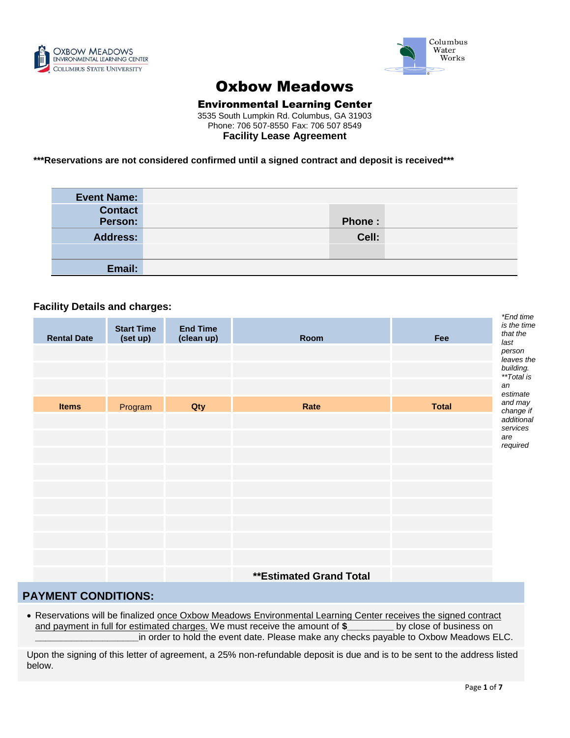OXBOW MEADOWS
ENVIRONMENTAL LEARNING CENTER
COLUMBUS STATE UNIVERSITY

Columbus Water Works

# Oxbow Meadows

## Environmental Learning Center

3535 South Lumpkin Rd. Columbus, GA 31903
Phone: 706 507-8550 Fax: 706 507 8549

### Facility Lease Agreement

**\*\*\*Reservations are not considered confirmed until a signed contract and deposit is received\*\*\***

| | | | |
|---|---|---|---|
| **Event Name:** | | | |
| **Contact Person:** | | **Phone :** | |
| **Address:** | | **Cell:** | |
| | | | |
| **Email:** | | | |

**Facility Details and charges:**

| Rental Date | Start Time (set up) | End Time (clean up) | Room | Fee |
|---|---|---|---|---|
| | | | | |
| | | | | |
| | | | | |
| **Items** | Program | **Qty** | **Rate** | **Total** |
| | | | | |
| | | | | |
| | | | | |
| | | | | |
| | | | | |
| | | | | |
| | | | | |
| | | | | |
| | | | | |
| | | | **\*\*Estimated Grand Total** | |

*\*End time is the time that the last person leaves the building.*
*\*\*Total is an estimate and may change if additional services are required*

## PAYMENT CONDITIONS:

- Reservations will be finalized <u>once Oxbow Meadows Environmental Learning Center receives the signed contract and payment in full for estimated charges.</u> We must receive the amount of **$**_________ by close of business on ____________________in order to hold the event date. Please make any checks payable to Oxbow Meadows ELC.

Upon the signing of this letter of agreement, a 25% non-refundable deposit is due and is to be sent to the address listed below.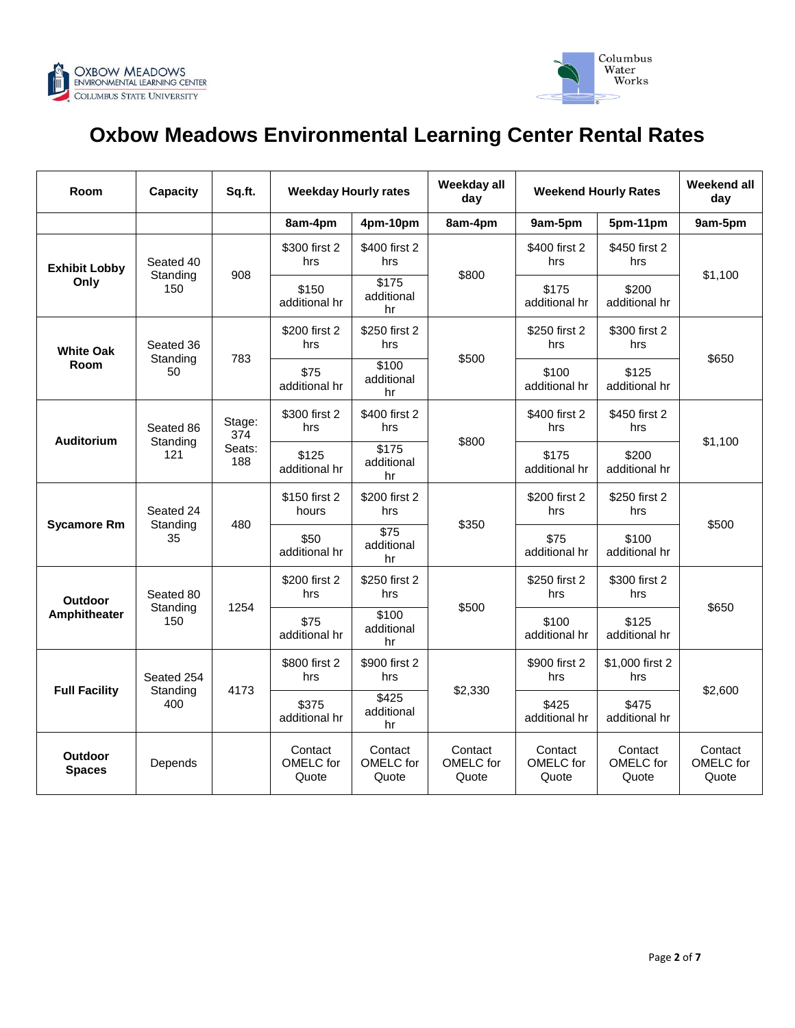# Oxbow Meadows Environmental Learning Center Rental Rates

| Room | Capacity | Sq.ft. | Weekday Hourly rates | | Weekday all day | Weekend Hourly Rates | | Weekend all day |
|---|---|---|---|---|---|---|---|---|
| | | | 8am-4pm | 4pm-10pm | 8am-4pm | 9am-5pm | 5pm-11pm | 9am-5pm |
| **Exhibit Lobby Only** | Seated 40 Standing 150 | 908 | $300 first 2 hrs | $400 first 2 hrs | $800 | $400 first 2 hrs | $450 first 2 hrs | $1,100 |
| | | | $150 additional hr | $175 additional hr | | $175 additional hr | $200 additional hr | |
| **White Oak Room** | Seated 36 Standing 50 | 783 | $200 first 2 hrs | $250 first 2 hrs | $500 | $250 first 2 hrs | $300 first 2 hrs | $650 |
| | | | $75 additional hr | $100 additional hr | | $100 additional hr | $125 additional hr | |
| **Auditorium** | Seated 86 Standing 121 | Stage: 374 Seats: 188 | $300 first 2 hrs | $400 first 2 hrs | $800 | $400 first 2 hrs | $450 first 2 hrs | $1,100 |
| | | | $125 additional hr | $175 additional hr | | $175 additional hr | $200 additional hr | |
| **Sycamore Rm** | Seated 24 Standing 35 | 480 | $150 first 2 hours | $200 first 2 hrs | $350 | $200 first 2 hrs | $250 first 2 hrs | $500 |
| | | | $50 additional hr | $75 additional hr | | $75 additional hr | $100 additional hr | |
| **Outdoor Amphitheater** | Seated 80 Standing 150 | 1254 | $200 first 2 hrs | $250 first 2 hrs | $500 | $250 first 2 hrs | $300 first 2 hrs | $650 |
| | | | $75 additional hr | $100 additional hr | | $100 additional hr | $125 additional hr | |
| **Full Facility** | Seated 254 Standing 400 | 4173 | $800 first 2 hrs | $900 first 2 hrs | $2,330 | $900 first 2 hrs | $1,000 first 2 hrs | $2,600 |
| | | | $375 additional hr | $425 additional hr | | $425 additional hr | $475 additional hr | |
| **Outdoor Spaces** | Depends | | Contact OMELC for Quote | Contact OMELC for Quote | Contact OMELC for Quote | Contact OMELC for Quote | Contact OMELC for Quote | Contact OMELC for Quote |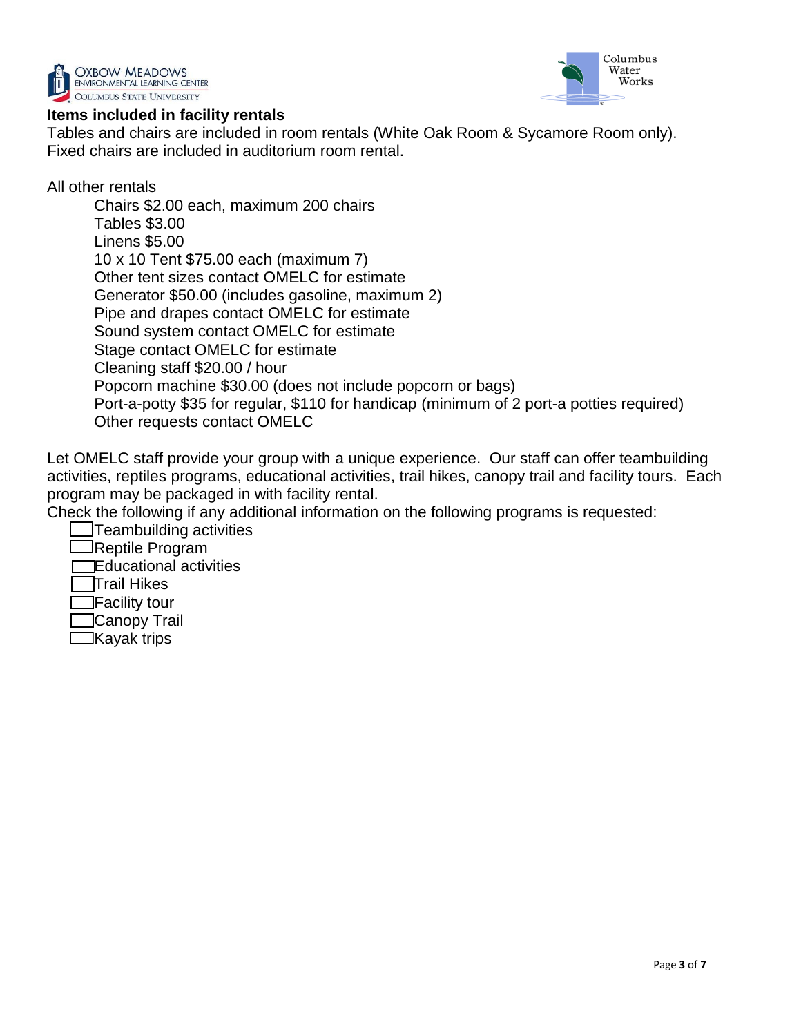**Items included in facility rentals**

Tables and chairs are included in room rentals (White Oak Room & Sycamore Room only).
Fixed chairs are included in auditorium room rental.

All other rentals

- Chairs $2.00 each, maximum 200 chairs
- Tables $3.00
- Linens $5.00
- 10 x 10 Tent $75.00 each (maximum 7)
- Other tent sizes contact OMELC for estimate
- Generator $50.00 (includes gasoline, maximum 2)
- Pipe and drapes contact OMELC for estimate
- Sound system contact OMELC for estimate
- Stage contact OMELC for estimate
- Cleaning staff $20.00 / hour
- Popcorn machine $30.00 (does not include popcorn or bags)
- Port-a-potty $35 for regular, $110 for handicap (minimum of 2 port-a potties required)
- Other requests contact OMELC

Let OMELC staff provide your group with a unique experience. Our staff can offer teambuilding activities, reptiles programs, educational activities, trail hikes, canopy trail and facility tours. Each program may be packaged in with facility rental.

Check the following if any additional information on the following programs is requested:

- [ ] Teambuilding activities
- [ ] Reptile Program
- [ ] Educational activities
- [ ] Trail Hikes
- [ ] Facility tour
- [ ] Canopy Trail
- [ ] Kayak trips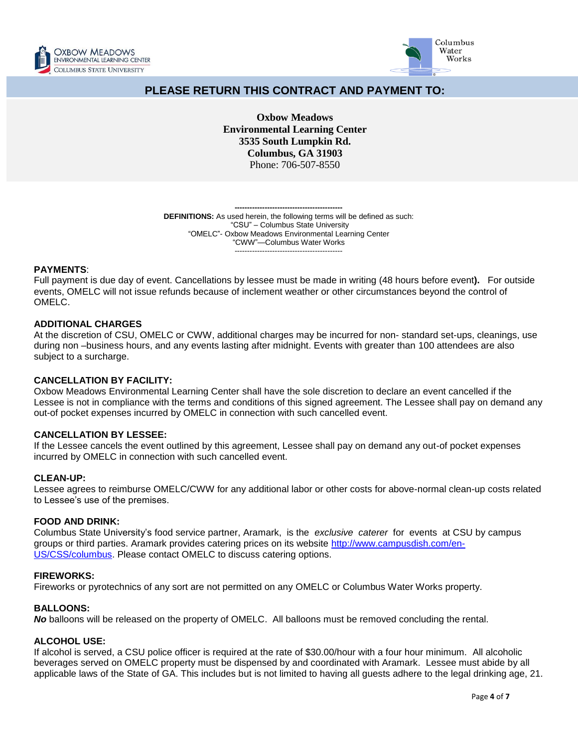## PLEASE RETURN THIS CONTRACT AND PAYMENT TO:

**Oxbow Meadows**
**Environmental Learning Center**
**3535 South Lumpkin Rd.**
**Columbus, GA 31903**
Phone: 706-507-8550

-------------------------------------------

**DEFINITIONS:** As used herein, the following terms will be defined as such:
"CSU" – Columbus State University
"OMELC"- Oxbow Meadows Environmental Learning Center
"CWW"—Columbus Water Works

-------------------------------------------

**PAYMENTS**:
Full payment is due day of event. Cancellations by lessee must be made in writing (48 hours before event**).** For outside events, OMELC will not issue refunds because of inclement weather or other circumstances beyond the control of OMELC.

**ADDITIONAL CHARGES**
At the discretion of CSU, OMELC or CWW, additional charges may be incurred for non- standard set-ups, cleanings, use during non –business hours, and any events lasting after midnight. Events with greater than 100 attendees are also subject to a surcharge.

**CANCELLATION BY FACILITY:**
Oxbow Meadows Environmental Learning Center shall have the sole discretion to declare an event cancelled if the Lessee is not in compliance with the terms and conditions of this signed agreement. The Lessee shall pay on demand any out-of pocket expenses incurred by OMELC in connection with such cancelled event.

**CANCELLATION BY LESSEE:**
If the Lessee cancels the event outlined by this agreement, Lessee shall pay on demand any out-of pocket expenses incurred by OMELC in connection with such cancelled event.

**CLEAN-UP:**
Lessee agrees to reimburse OMELC/CWW for any additional labor or other costs for above-normal clean-up costs related to Lessee's use of the premises.

**FOOD AND DRINK:**
Columbus State University's food service partner, Aramark, is the *exclusive caterer* for events at CSU by campus groups or third parties. Aramark provides catering prices on its website [http://www.campusdish.com/en-US/CSS/columbus](http://www.campusdish.com/en-US/CSS/columbus). Please contact OMELC to discuss catering options.

**FIREWORKS:**
Fireworks or pyrotechnics of any sort are not permitted on any OMELC or Columbus Water Works property.

**BALLOONS:**
***No*** balloons will be released on the property of OMELC. All balloons must be removed concluding the rental.

**ALCOHOL USE:**
If alcohol is served, a CSU police officer is required at the rate of $30.00/hour with a four hour minimum. All alcoholic beverages served on OMELC property must be dispensed by and coordinated with Aramark. Lessee must abide by all applicable laws of the State of GA. This includes but is not limited to having all guests adhere to the legal drinking age, 21.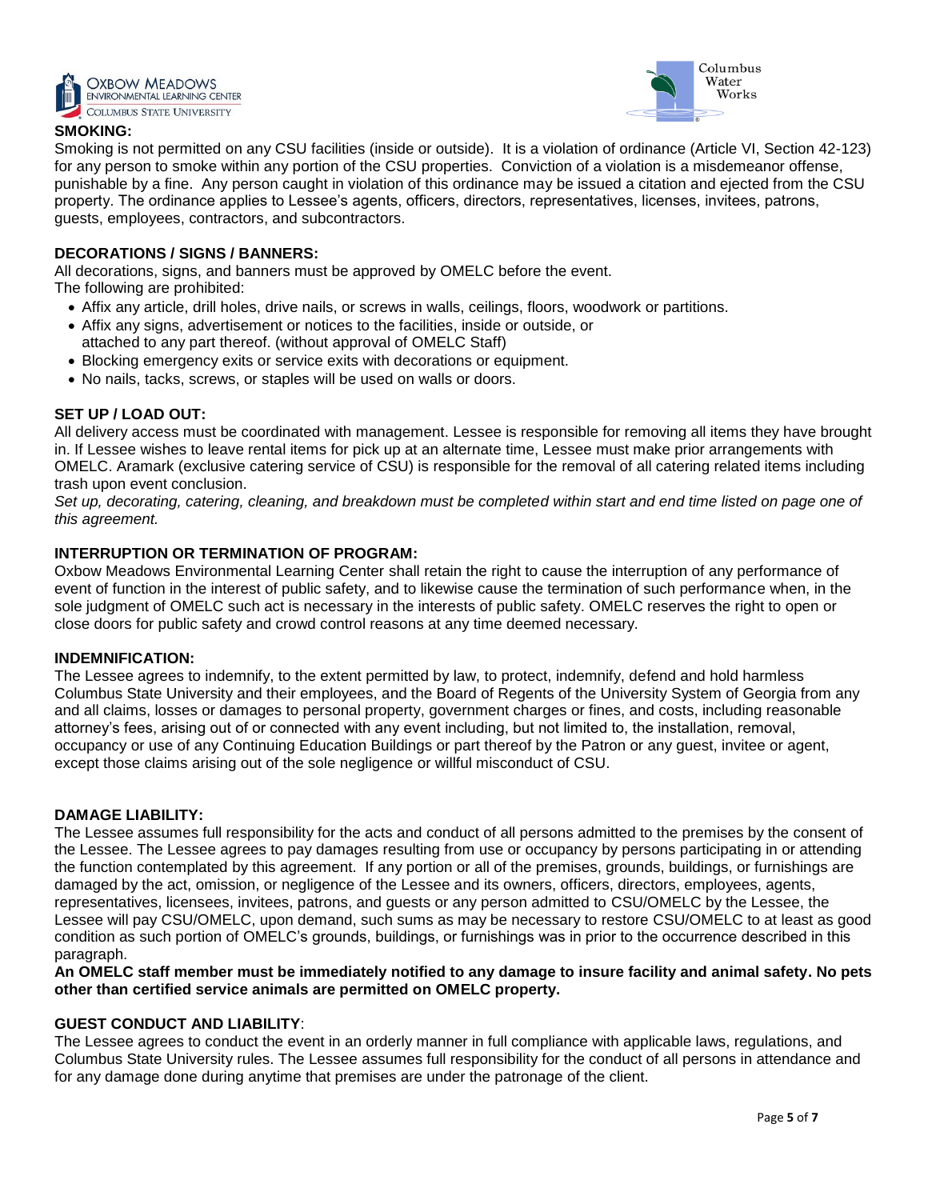## SMOKING:

Smoking is not permitted on any CSU facilities (inside or outside). It is a violation of ordinance (Article VI, Section 42-123) for any person to smoke within any portion of the CSU properties. Conviction of a violation is a misdemeanor offense, punishable by a fine. Any person caught in violation of this ordinance may be issued a citation and ejected from the CSU property. The ordinance applies to Lessee's agents, officers, directors, representatives, licenses, invitees, patrons, guests, employees, contractors, and subcontractors.

## DECORATIONS / SIGNS / BANNERS:

All decorations, signs, and banners must be approved by OMELC before the event.
The following are prohibited:

- Affix any article, drill holes, drive nails, or screws in walls, ceilings, floors, woodwork or partitions.
- Affix any signs, advertisement or notices to the facilities, inside or outside, or attached to any part thereof. (without approval of OMELC Staff)
- Blocking emergency exits or service exits with decorations or equipment.
- No nails, tacks, screws, or staples will be used on walls or doors.

## SET UP / LOAD OUT:

All delivery access must be coordinated with management. Lessee is responsible for removing all items they have brought in. If Lessee wishes to leave rental items for pick up at an alternate time, Lessee must make prior arrangements with OMELC. Aramark (exclusive catering service of CSU) is responsible for the removal of all catering related items including trash upon event conclusion.

*Set up, decorating, catering, cleaning, and breakdown must be completed within start and end time listed on page one of this agreement.*

## INTERRUPTION OR TERMINATION OF PROGRAM:

Oxbow Meadows Environmental Learning Center shall retain the right to cause the interruption of any performance of event of function in the interest of public safety, and to likewise cause the termination of such performance when, in the sole judgment of OMELC such act is necessary in the interests of public safety. OMELC reserves the right to open or close doors for public safety and crowd control reasons at any time deemed necessary.

## INDEMNIFICATION:

The Lessee agrees to indemnify, to the extent permitted by law, to protect, indemnify, defend and hold harmless Columbus State University and their employees, and the Board of Regents of the University System of Georgia from any and all claims, losses or damages to personal property, government charges or fines, and costs, including reasonable attorney's fees, arising out of or connected with any event including, but not limited to, the installation, removal, occupancy or use of any Continuing Education Buildings or part thereof by the Patron or any guest, invitee or agent, except those claims arising out of the sole negligence or willful misconduct of CSU.

## DAMAGE LIABILITY:

The Lessee assumes full responsibility for the acts and conduct of all persons admitted to the premises by the consent of the Lessee. The Lessee agrees to pay damages resulting from use or occupancy by persons participating in or attending the function contemplated by this agreement. If any portion or all of the premises, grounds, buildings, or furnishings are damaged by the act, omission, or negligence of the Lessee and its owners, officers, directors, employees, agents, representatives, licensees, invitees, patrons, and guests or any person admitted to CSU/OMELC by the Lessee, the Lessee will pay CSU/OMELC, upon demand, such sums as may be necessary to restore CSU/OMELC to at least as good condition as such portion of OMELC's grounds, buildings, or furnishings was in prior to the occurrence described in this paragraph.

**An OMELC staff member must be immediately notified to any damage to insure facility and animal safety. No pets other than certified service animals are permitted on OMELC property.**

## GUEST CONDUCT AND LIABILITY:

The Lessee agrees to conduct the event in an orderly manner in full compliance with applicable laws, regulations, and Columbus State University rules. The Lessee assumes full responsibility for the conduct of all persons in attendance and for any damage done during anytime that premises are under the patronage of the client.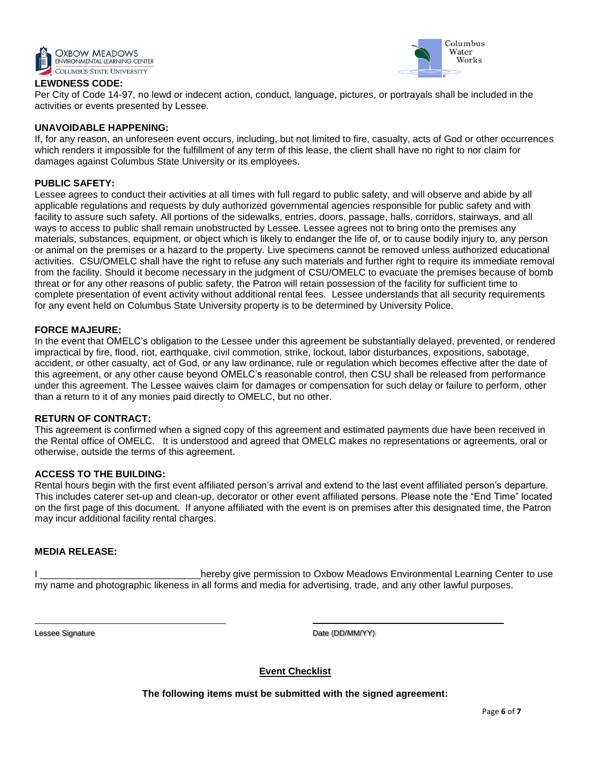**LEWDNESS CODE:**

Per City of Code 14-97, no lewd or indecent action, conduct, language, pictures, or portrayals shall be included in the activities or events presented by Lessee.

**UNAVOIDABLE HAPPENING:**

If, for any reason, an unforeseen event occurs, including, but not limited to fire, casualty, acts of God or other occurrences which renders it impossible for the fulfillment of any term of this lease, the client shall have no right to nor claim for damages against Columbus State University or its employees.

**PUBLIC SAFETY:**

Lessee agrees to conduct their activities at all times with full regard to public safety, and will observe and abide by all applicable regulations and requests by duly authorized governmental agencies responsible for public safety and with facility to assure such safety. All portions of the sidewalks, entries, doors, passage, halls, corridors, stairways, and all ways to access to public shall remain unobstructed by Lessee. Lessee agrees not to bring onto the premises any materials, substances, equipment, or object which is likely to endanger the life of, or to cause bodily injury to, any person or animal on the premises or a hazard to the property. Live specimens cannot be removed unless authorized educational activities. CSU/OMELC shall have the right to refuse any such materials and further right to require its immediate removal from the facility. Should it become necessary in the judgment of CSU/OMELC to evacuate the premises because of bomb threat or for any other reasons of public safety, the Patron will retain possession of the facility for sufficient time to complete presentation of event activity without additional rental fees. Lessee understands that all security requirements for any event held on Columbus State University property is to be determined by University Police.

**FORCE MAJEURE:**

In the event that OMELC's obligation to the Lessee under this agreement be substantially delayed, prevented, or rendered impractical by fire, flood, riot, earthquake, civil commotion, strike, lockout, labor disturbances, expositions, sabotage, accident, or other casualty, act of God, or any law ordinance, rule or regulation which becomes effective after the date of this agreement, or any other cause beyond OMELC's reasonable control, then CSU shall be released from performance under this agreement. The Lessee waives claim for damages or compensation for such delay or failure to perform, other than a return to it of any monies paid directly to OMELC, but no other.

**RETURN OF CONTRACT:**

This agreement is confirmed when a signed copy of this agreement and estimated payments due have been received in the Rental office of OMELC. It is understood and agreed that OMELC makes no representations or agreements, oral or otherwise, outside the terms of this agreement.

**ACCESS TO THE BUILDING:**

Rental hours begin with the first event affiliated person's arrival and extend to the last event affiliated person's departure. This includes caterer set-up and clean-up, decorator or other event affiliated persons. Please note the "End Time" located on the first page of this document. If anyone affiliated with the event is on premises after this designated time, the Patron may incur additional facility rental charges.

**MEDIA RELEASE:**

I ______________________________hereby give permission to Oxbow Meadows Environmental Learning Center to use my name and photographic likeness in all forms and media for advertising, trade, and any other lawful purposes.

_______________________________ &nbsp;&nbsp;&nbsp;&nbsp; _______________________________

Lessee Signature &nbsp;&nbsp;&nbsp;&nbsp; Date (DD/MM/YY)

**Event Checklist**

**The following items must be submitted with the signed agreement:**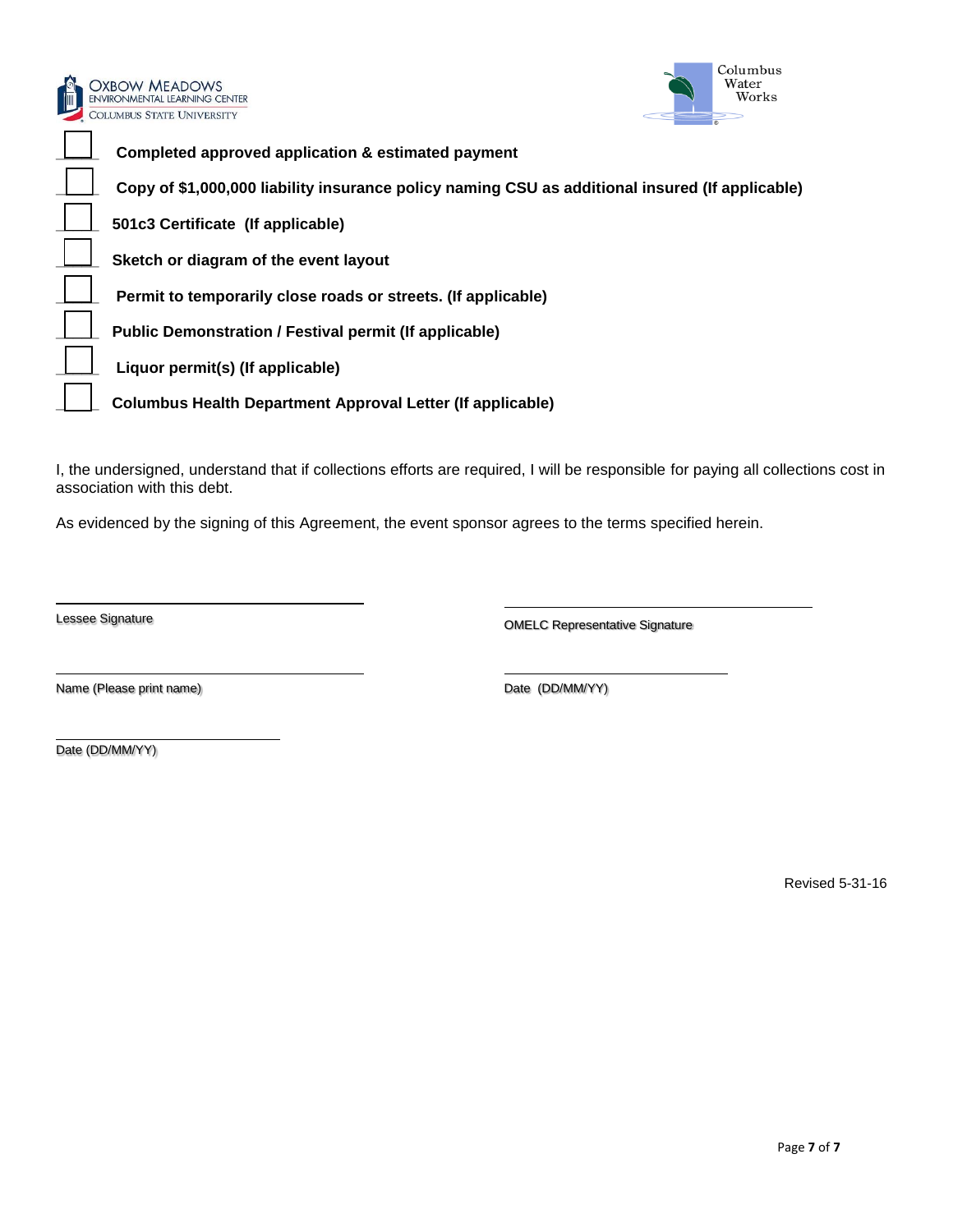- [ ] **Completed approved application & estimated payment**
- [ ] **Copy of $1,000,000 liability insurance policy naming CSU as additional insured (If applicable)**
- [ ] **501c3 Certificate (If applicable)**
- [ ] **Sketch or diagram of the event layout**
- [ ] **Permit to temporarily close roads or streets. (If applicable)**
- [ ] **Public Demonstration / Festival permit (If applicable)**
- [ ] **Liquor permit(s) (If applicable)**
- [ ] **Columbus Health Department Approval Letter (If applicable)**

I, the undersigned, understand that if collections efforts are required, I will be responsible for paying all collections cost in association with this debt.

As evidenced by the signing of this Agreement, the event sponsor agrees to the terms specified herein.

\_\_\_\_\_\_\_\_\_\_\_\_\_\_\_\_\_\_\_\_\_\_\_\_\_\_\_\_\_\_\_\_\_\_\_\_
Lessee Signature

\_\_\_\_\_\_\_\_\_\_\_\_\_\_\_\_\_\_\_\_\_\_\_\_\_\_\_\_\_\_\_\_\_\_\_\_
Name (Please print name)

\_\_\_\_\_\_\_\_\_\_\_\_\_\_\_\_\_\_\_\_\_\_\_\_\_\_
Date (DD/MM/YY)

\_\_\_\_\_\_\_\_\_\_\_\_\_\_\_\_\_\_\_\_\_\_\_\_\_\_\_\_\_\_\_\_\_\_\_\_
OMELC Representative Signature

\_\_\_\_\_\_\_\_\_\_\_\_\_\_\_\_\_\_\_\_\_\_\_\_\_\_
Date (DD/MM/YY)

Revised 5-31-16